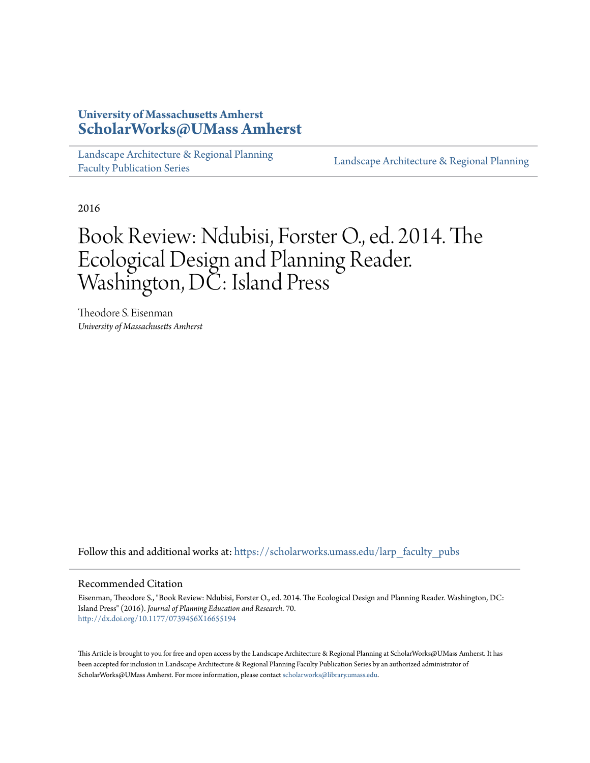**University of Massachusetts Amherst**
**ScholarWorks@UMass Amherst**

Landscape Architecture & Regional Planning Faculty Publication Series | Landscape Architecture & Regional Planning

2016

# Book Review: Ndubisi, Forster O., ed. 2014. The Ecological Design and Planning Reader. Washington, DC: Island Press

Theodore S. Eisenman
*University of Massachusetts Amherst*

Follow this and additional works at: https://scholarworks.umass.edu/larp_faculty_pubs

## Recommended Citation

Eisenman, Theodore S., "Book Review: Ndubisi, Forster O., ed. 2014. The Ecological Design and Planning Reader. Washington, DC: Island Press" (2016). *Journal of Planning Education and Research*. 70.
http://dx.doi.org/10.1177/0739456X16655194

This Article is brought to you for free and open access by the Landscape Architecture & Regional Planning at ScholarWorks@UMass Amherst. It has been accepted for inclusion in Landscape Architecture & Regional Planning Faculty Publication Series by an authorized administrator of ScholarWorks@UMass Amherst. For more information, please contact scholarworks@library.umass.edu.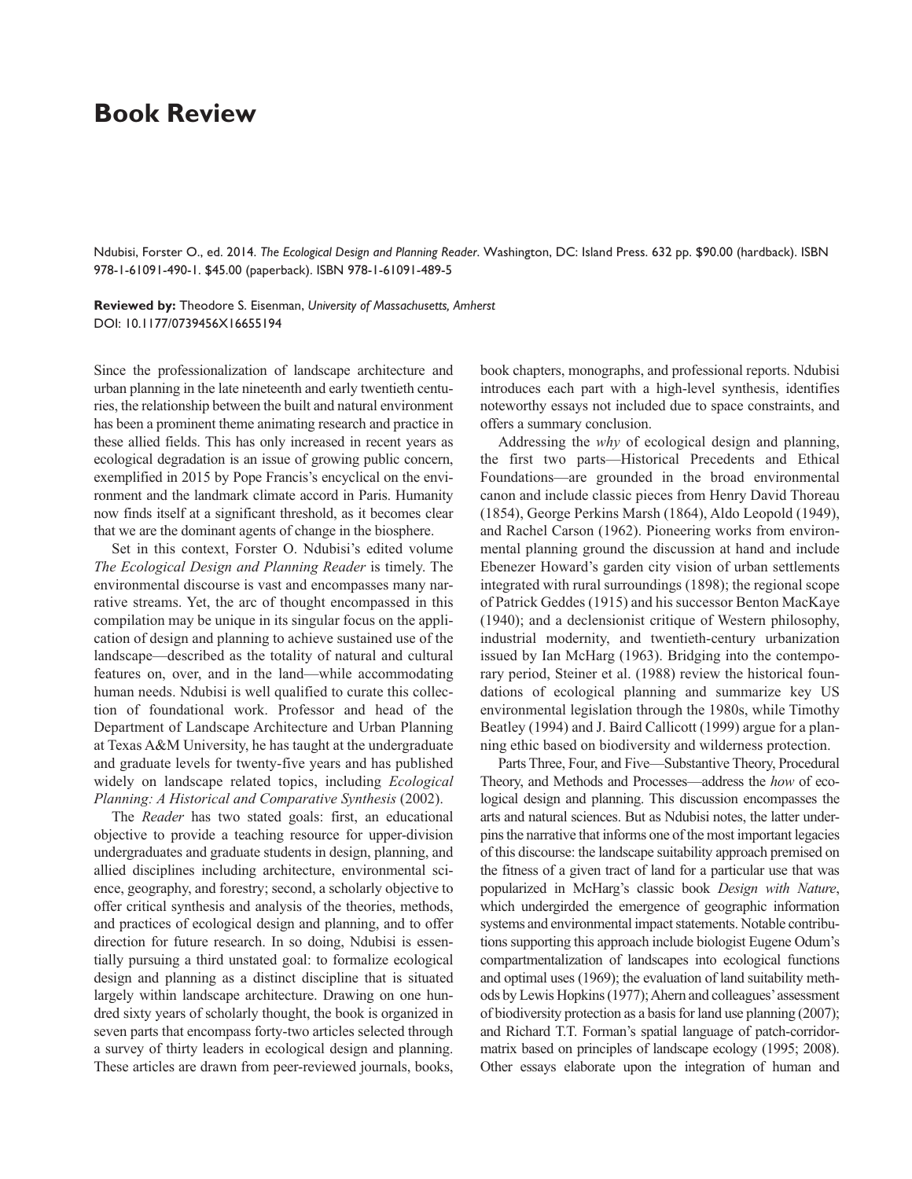# Book Review

Ndubisi, Forster O., ed. 2014. *The Ecological Design and Planning Reader*. Washington, DC: Island Press. 632 pp. $90.00 (hardback). ISBN 978-1-61091-490-1. $45.00 (paperback). ISBN 978-1-61091-489-5

**Reviewed by:** Theodore S. Eisenman, *University of Massachusetts, Amherst*
DOI: 10.1177/0739456X16655194

Since the professionalization of landscape architecture and urban planning in the late nineteenth and early twentieth centuries, the relationship between the built and natural environment has been a prominent theme animating research and practice in these allied fields. This has only increased in recent years as ecological degradation is an issue of growing public concern, exemplified in 2015 by Pope Francis's encyclical on the environment and the landmark climate accord in Paris. Humanity now finds itself at a significant threshold, as it becomes clear that we are the dominant agents of change in the biosphere.

Set in this context, Forster O. Ndubisi's edited volume *The Ecological Design and Planning Reader* is timely. The environmental discourse is vast and encompasses many narrative streams. Yet, the arc of thought encompassed in this compilation may be unique in its singular focus on the application of design and planning to achieve sustained use of the landscape—described as the totality of natural and cultural features on, over, and in the land—while accommodating human needs. Ndubisi is well qualified to curate this collection of foundational work. Professor and head of the Department of Landscape Architecture and Urban Planning at Texas A&M University, he has taught at the undergraduate and graduate levels for twenty-five years and has published widely on landscape related topics, including *Ecological Planning: A Historical and Comparative Synthesis* (2002).

The *Reader* has two stated goals: first, an educational objective to provide a teaching resource for upper-division undergraduates and graduate students in design, planning, and allied disciplines including architecture, environmental science, geography, and forestry; second, a scholarly objective to offer critical synthesis and analysis of the theories, methods, and practices of ecological design and planning, and to offer direction for future research. In so doing, Ndubisi is essentially pursuing a third unstated goal: to formalize ecological design and planning as a distinct discipline that is situated largely within landscape architecture. Drawing on one hundred sixty years of scholarly thought, the book is organized in seven parts that encompass forty-two articles selected through a survey of thirty leaders in ecological design and planning. These articles are drawn from peer-reviewed journals, books, book chapters, monographs, and professional reports. Ndubisi introduces each part with a high-level synthesis, identifies noteworthy essays not included due to space constraints, and offers a summary conclusion.

Addressing the *why* of ecological design and planning, the first two parts—Historical Precedents and Ethical Foundations—are grounded in the broad environmental canon and include classic pieces from Henry David Thoreau (1854), George Perkins Marsh (1864), Aldo Leopold (1949), and Rachel Carson (1962). Pioneering works from environmental planning ground the discussion at hand and include Ebenezer Howard's garden city vision of urban settlements integrated with rural surroundings (1898); the regional scope of Patrick Geddes (1915) and his successor Benton MacKaye (1940); and a declensionist critique of Western philosophy, industrial modernity, and twentieth-century urbanization issued by Ian McHarg (1963). Bridging into the contemporary period, Steiner et al. (1988) review the historical foundations of ecological planning and summarize key US environmental legislation through the 1980s, while Timothy Beatley (1994) and J. Baird Callicott (1999) argue for a planning ethic based on biodiversity and wilderness protection.

Parts Three, Four, and Five—Substantive Theory, Procedural Theory, and Methods and Processes—address the *how* of ecological design and planning. This discussion encompasses the arts and natural sciences. But as Ndubisi notes, the latter underpins the narrative that informs one of the most important legacies of this discourse: the landscape suitability approach premised on the fitness of a given tract of land for a particular use that was popularized in McHarg's classic book *Design with Nature*, which undergirded the emergence of geographic information systems and environmental impact statements. Notable contributions supporting this approach include biologist Eugene Odum's compartmentalization of landscapes into ecological functions and optimal uses (1969); the evaluation of land suitability methods by Lewis Hopkins (1977); Ahern and colleagues' assessment of biodiversity protection as a basis for land use planning (2007); and Richard T.T. Forman's spatial language of patch-corridor-matrix based on principles of landscape ecology (1995; 2008). Other essays elaborate upon the integration of human and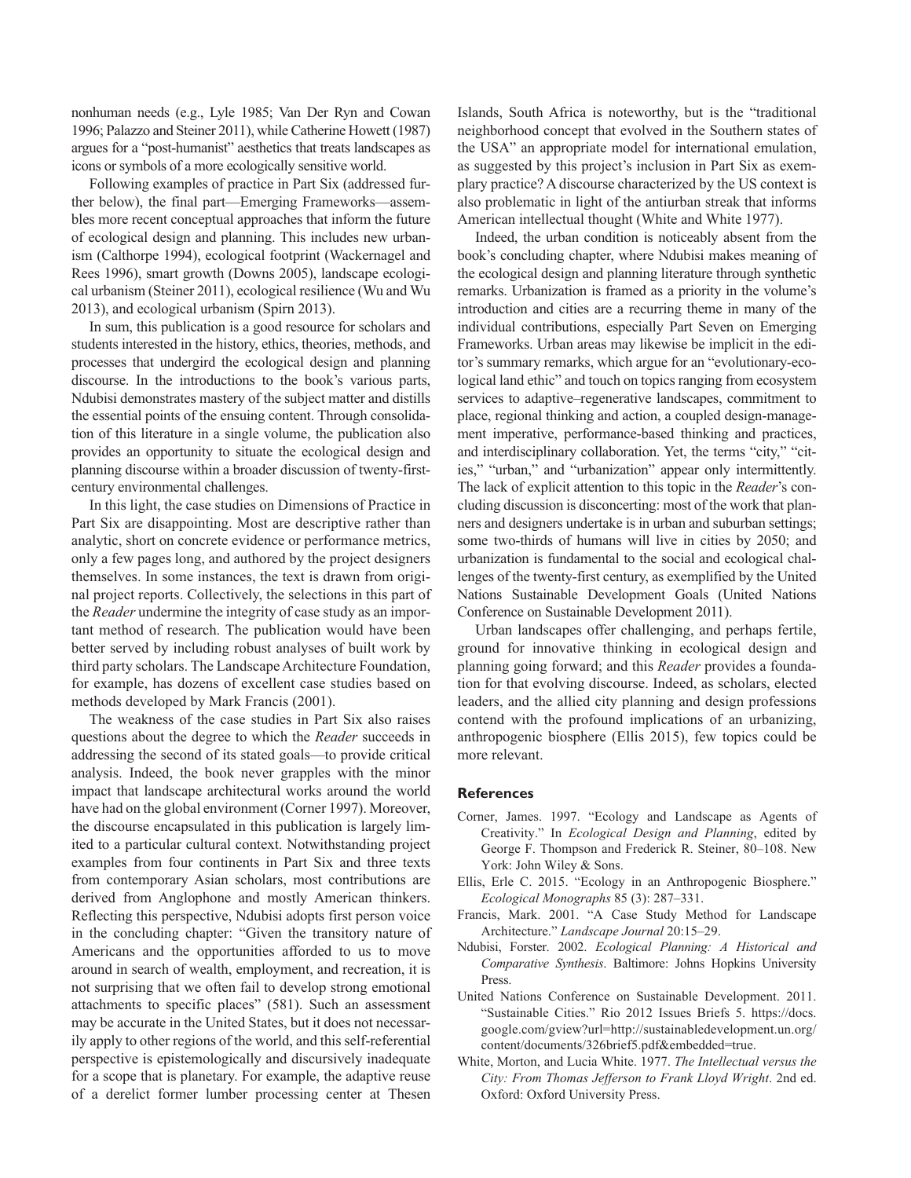nonhuman needs (e.g., Lyle 1985; Van Der Ryn and Cowan 1996; Palazzo and Steiner 2011), while Catherine Howett (1987) argues for a "post-humanist" aesthetics that treats landscapes as icons or symbols of a more ecologically sensitive world.

Following examples of practice in Part Six (addressed further below), the final part—Emerging Frameworks—assembles more recent conceptual approaches that inform the future of ecological design and planning. This includes new urbanism (Calthorpe 1994), ecological footprint (Wackernagel and Rees 1996), smart growth (Downs 2005), landscape ecological urbanism (Steiner 2011), ecological resilience (Wu and Wu 2013), and ecological urbanism (Spirn 2013).

In sum, this publication is a good resource for scholars and students interested in the history, ethics, theories, methods, and processes that undergird the ecological design and planning discourse. In the introductions to the book's various parts, Ndubisi demonstrates mastery of the subject matter and distills the essential points of the ensuing content. Through consolidation of this literature in a single volume, the publication also provides an opportunity to situate the ecological design and planning discourse within a broader discussion of twenty-first-century environmental challenges.

In this light, the case studies on Dimensions of Practice in Part Six are disappointing. Most are descriptive rather than analytic, short on concrete evidence or performance metrics, only a few pages long, and authored by the project designers themselves. In some instances, the text is drawn from original project reports. Collectively, the selections in this part of the *Reader* undermine the integrity of case study as an important method of research. The publication would have been better served by including robust analyses of built work by third party scholars. The Landscape Architecture Foundation, for example, has dozens of excellent case studies based on methods developed by Mark Francis (2001).

The weakness of the case studies in Part Six also raises questions about the degree to which the *Reader* succeeds in addressing the second of its stated goals—to provide critical analysis. Indeed, the book never grapples with the minor impact that landscape architectural works around the world have had on the global environment (Corner 1997). Moreover, the discourse encapsulated in this publication is largely limited to a particular cultural context. Notwithstanding project examples from four continents in Part Six and three texts from contemporary Asian scholars, most contributions are derived from Anglophone and mostly American thinkers. Reflecting this perspective, Ndubisi adopts first person voice in the concluding chapter: "Given the transitory nature of Americans and the opportunities afforded to us to move around in search of wealth, employment, and recreation, it is not surprising that we often fail to develop strong emotional attachments to specific places" (581). Such an assessment may be accurate in the United States, but it does not necessarily apply to other regions of the world, and this self-referential perspective is epistemologically and discursively inadequate for a scope that is planetary. For example, the adaptive reuse of a derelict former lumber processing center at Thesen Islands, South Africa is noteworthy, but is the "traditional neighborhood concept that evolved in the Southern states of the USA" an appropriate model for international emulation, as suggested by this project's inclusion in Part Six as exemplary practice? A discourse characterized by the US context is also problematic in light of the antiurban streak that informs American intellectual thought (White and White 1977).

Indeed, the urban condition is noticeably absent from the book's concluding chapter, where Ndubisi makes meaning of the ecological design and planning literature through synthetic remarks. Urbanization is framed as a priority in the volume's introduction and cities are a recurring theme in many of the individual contributions, especially Part Seven on Emerging Frameworks. Urban areas may likewise be implicit in the editor's summary remarks, which argue for an "evolutionary-ecological land ethic" and touch on topics ranging from ecosystem services to adaptive–regenerative landscapes, commitment to place, regional thinking and action, a coupled design-management imperative, performance-based thinking and practices, and interdisciplinary collaboration. Yet, the terms "city," "cities," "urban," and "urbanization" appear only intermittently. The lack of explicit attention to this topic in the *Reader*'s concluding discussion is disconcerting: most of the work that planners and designers undertake is in urban and suburban settings; some two-thirds of humans will live in cities by 2050; and urbanization is fundamental to the social and ecological challenges of the twenty-first century, as exemplified by the United Nations Sustainable Development Goals (United Nations Conference on Sustainable Development 2011).

Urban landscapes offer challenging, and perhaps fertile, ground for innovative thinking in ecological design and planning going forward; and this *Reader* provides a foundation for that evolving discourse. Indeed, as scholars, elected leaders, and the allied city planning and design professions contend with the profound implications of an urbanizing, anthropogenic biosphere (Ellis 2015), few topics could be more relevant.

## References

Corner, James. 1997. "Ecology and Landscape as Agents of Creativity." In *Ecological Design and Planning*, edited by George F. Thompson and Frederick R. Steiner, 80–108. New York: John Wiley & Sons.

Ellis, Erle C. 2015. "Ecology in an Anthropogenic Biosphere." *Ecological Monographs* 85 (3): 287–331.

Francis, Mark. 2001. "A Case Study Method for Landscape Architecture." *Landscape Journal* 20:15–29.

Ndubisi, Forster. 2002. *Ecological Planning: A Historical and Comparative Synthesis*. Baltimore: Johns Hopkins University Press.

United Nations Conference on Sustainable Development. 2011. "Sustainable Cities." Rio 2012 Issues Briefs 5. https://docs.google.com/gview?url=http://sustainabledevelopment.un.org/content/documents/326brief5.pdf&embedded=true.

White, Morton, and Lucia White. 1977. *The Intellectual versus the City: From Thomas Jefferson to Frank Lloyd Wright*. 2nd ed. Oxford: Oxford University Press.